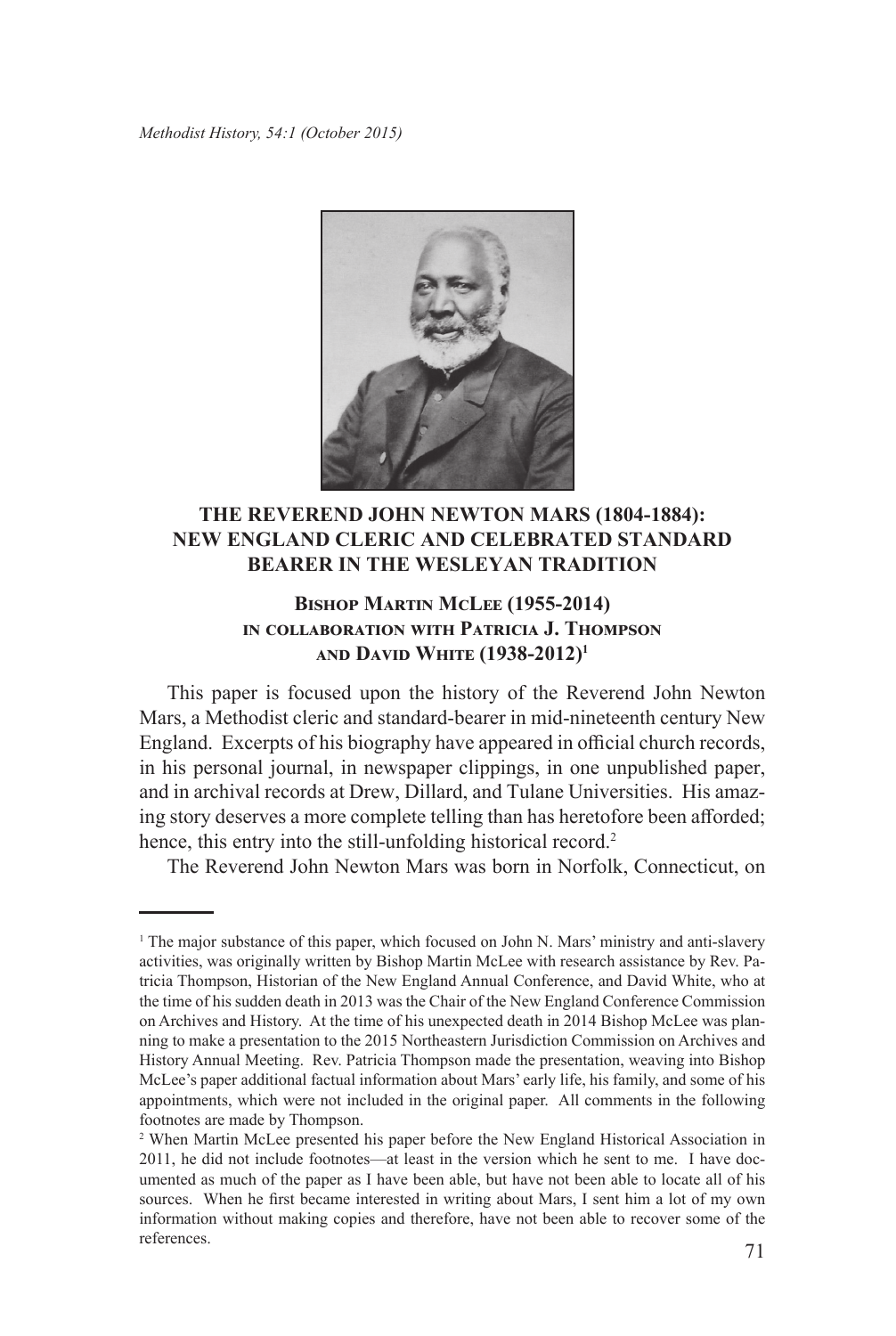# THE REVEREND JOHN NEWTON MARS (1804-1884): NEW ENGLAND CLERIC AND CELEBRATED STANDARD BEARER IN THE WESLEYAN TRADITION

**Bishop Martin McLee (1955-2014)**
**in collaboration with Patricia J. Thompson**
**and David White (1938-2012)[1]**

This paper is focused upon the history of the Reverend John Newton Mars, a Methodist cleric and standard-bearer in mid-nineteenth century New England. Excerpts of his biography have appeared in official church records, in his personal journal, in newspaper clippings, in one unpublished paper, and in archival records at Drew, Dillard, and Tulane Universities. His amazing story deserves a more complete telling than has heretofore been afforded; hence, this entry into the still-unfolding historical record.[2]

The Reverend John Newton Mars was born in Norfolk, Connecticut, on

---

[1] The major substance of this paper, which focused on John N. Mars' ministry and anti-slavery activities, was originally written by Bishop Martin McLee with research assistance by Rev. Patricia Thompson, Historian of the New England Annual Conference, and David White, who at the time of his sudden death in 2013 was the Chair of the New England Conference Commission on Archives and History. At the time of his unexpected death in 2014 Bishop McLee was planning to make a presentation to the 2015 Northeastern Jurisdiction Commission on Archives and History Annual Meeting. Rev. Patricia Thompson made the presentation, weaving into Bishop McLee's paper additional factual information about Mars' early life, his family, and some of his appointments, which were not included in the original paper. All comments in the following footnotes are made by Thompson.

[2] When Martin McLee presented his paper before the New England Historical Association in 2011, he did not include footnotes—at least in the version which he sent to me. I have documented as much of the paper as I have been able, but have not been able to locate all of his sources. When he first became interested in writing about Mars, I sent him a lot of my own information without making copies and therefore, have not been able to recover some of the references.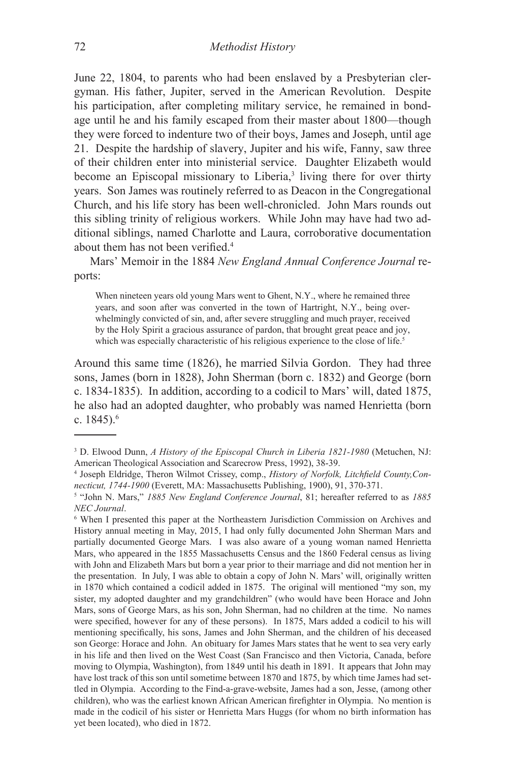June 22, 1804, to parents who had been enslaved by a Presbyterian clergyman. His father, Jupiter, served in the American Revolution. Despite his participation, after completing military service, he remained in bondage until he and his family escaped from their master about 1800—though they were forced to indenture two of their boys, James and Joseph, until age 21. Despite the hardship of slavery, Jupiter and his wife, Fanny, saw three of their children enter into ministerial service. Daughter Elizabeth would become an Episcopal missionary to Liberia,[3] living there for over thirty years. Son James was routinely referred to as Deacon in the Congregational Church, and his life story has been well-chronicled. John Mars rounds out this sibling trinity of religious workers. While John may have had two additional siblings, named Charlotte and Laura, corroborative documentation about them has not been verified.[4]

Mars' Memoir in the 1884 *New England Annual Conference Journal* reports:

> When nineteen years old young Mars went to Ghent, N.Y., where he remained three years, and soon after was converted in the town of Hartright, N.Y., being overwhelmingly convicted of sin, and, after severe struggling and much prayer, received by the Holy Spirit a gracious assurance of pardon, that brought great peace and joy, which was especially characteristic of his religious experience to the close of life.[5]

Around this same time (1826), he married Silvia Gordon. They had three sons, James (born in 1828), John Sherman (born c. 1832) and George (born c. 1834-1835). In addition, according to a codicil to Mars' will, dated 1875, he also had an adopted daughter, who probably was named Henrietta (born c. 1845).[6]

---

[3] D. Elwood Dunn, *A History of the Episcopal Church in Liberia 1821-1980* (Metuchen, NJ: American Theological Association and Scarecrow Press, 1992), 38-39.

[4] Joseph Eldridge, Theron Wilmot Crissey, comp., *History of Norfolk, Litchfield County, Connecticut, 1744-1900* (Everett, MA: Massachusetts Publishing, 1900), 91, 370-371.

[5] "John N. Mars," *1885 New England Conference Journal*, 81; hereafter referred to as *1885 NEC Journal*.

[6] When I presented this paper at the Northeastern Jurisdiction Commission on Archives and History annual meeting in May, 2015, I had only fully documented John Sherman Mars and partially documented George Mars. I was also aware of a young woman named Henrietta Mars, who appeared in the 1855 Massachusetts Census and the 1860 Federal census as living with John and Elizabeth Mars but born a year prior to their marriage and did not mention her in the presentation. In July, I was able to obtain a copy of John N. Mars' will, originally written in 1870 which contained a codicil added in 1875. The original will mentioned "my son, my sister, my adopted daughter and my grandchildren" (who would have been Horace and John Mars, sons of George Mars, as his son, John Sherman, had no children at the time. No names were specified, however for any of these persons). In 1875, Mars added a codicil to his will mentioning specifically, his sons, James and John Sherman, and the children of his deceased son George: Horace and John. An obituary for James Mars states that he went to sea very early in his life and then lived on the West Coast (San Francisco and then Victoria, Canada, before moving to Olympia, Washington), from 1849 until his death in 1891. It appears that John may have lost track of this son until sometime between 1870 and 1875, by which time James had settled in Olympia. According to the Find-a-grave-website, James had a son, Jesse, (among other children), who was the earliest known African American firefighter in Olympia. No mention is made in the codicil of his sister or Henrietta Mars Huggs (for whom no birth information has yet been located), who died in 1872.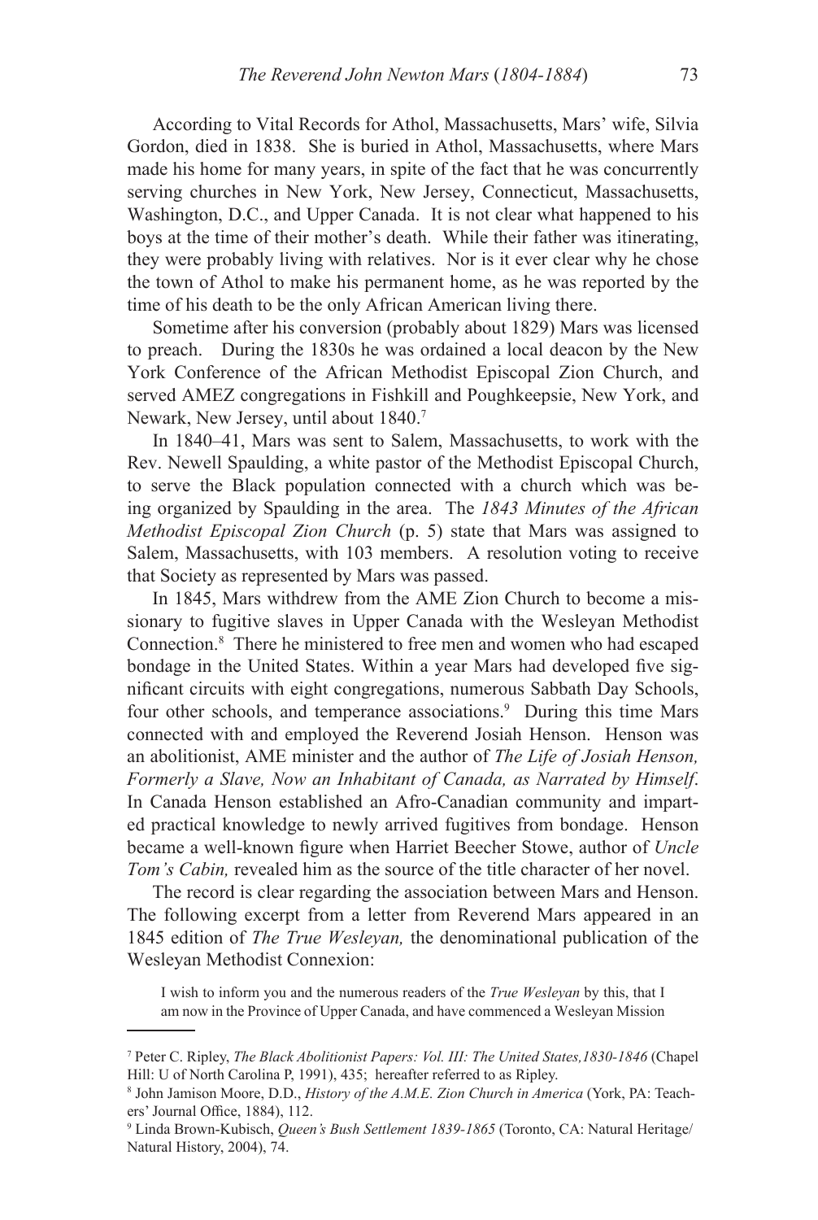According to Vital Records for Athol, Massachusetts, Mars' wife, Silvia Gordon, died in 1838. She is buried in Athol, Massachusetts, where Mars made his home for many years, in spite of the fact that he was concurrently serving churches in New York, New Jersey, Connecticut, Massachusetts, Washington, D.C., and Upper Canada. It is not clear what happened to his boys at the time of their mother's death. While their father was itinerating, they were probably living with relatives. Nor is it ever clear why he chose the town of Athol to make his permanent home, as he was reported by the time of his death to be the only African American living there.

Sometime after his conversion (probably about 1829) Mars was licensed to preach. During the 1830s he was ordained a local deacon by the New York Conference of the African Methodist Episcopal Zion Church, and served AMEZ congregations in Fishkill and Poughkeepsie, New York, and Newark, New Jersey, until about 1840.[7]

In 1840–41, Mars was sent to Salem, Massachusetts, to work with the Rev. Newell Spaulding, a white pastor of the Methodist Episcopal Church, to serve the Black population connected with a church which was being organized by Spaulding in the area. The *1843 Minutes of the African Methodist Episcopal Zion Church* (p. 5) state that Mars was assigned to Salem, Massachusetts, with 103 members. A resolution voting to receive that Society as represented by Mars was passed.

In 1845, Mars withdrew from the AME Zion Church to become a missionary to fugitive slaves in Upper Canada with the Wesleyan Methodist Connection.[8] There he ministered to free men and women who had escaped bondage in the United States. Within a year Mars had developed five significant circuits with eight congregations, numerous Sabbath Day Schools, four other schools, and temperance associations.[9] During this time Mars connected with and employed the Reverend Josiah Henson. Henson was an abolitionist, AME minister and the author of *The Life of Josiah Henson, Formerly a Slave, Now an Inhabitant of Canada, as Narrated by Himself*. In Canada Henson established an Afro-Canadian community and imparted practical knowledge to newly arrived fugitives from bondage. Henson became a well-known figure when Harriet Beecher Stowe, author of *Uncle Tom's Cabin,* revealed him as the source of the title character of her novel.

The record is clear regarding the association between Mars and Henson. The following excerpt from a letter from Reverend Mars appeared in an 1845 edition of *The True Wesleyan,* the denominational publication of the Wesleyan Methodist Connexion:

> I wish to inform you and the numerous readers of the *True Wesleyan* by this, that I am now in the Province of Upper Canada, and have commenced a Wesleyan Mission

---

[7] Peter C. Ripley, *The Black Abolitionist Papers: Vol. III: The United States,1830-1846* (Chapel Hill: U of North Carolina P, 1991), 435; hereafter referred to as Ripley.

[8] John Jamison Moore, D.D., *History of the A.M.E. Zion Church in America* (York, PA: Teachers' Journal Office, 1884), 112.

[9] Linda Brown-Kubisch, *Queen's Bush Settlement 1839-1865* (Toronto, CA: Natural Heritage/ Natural History, 2004), 74.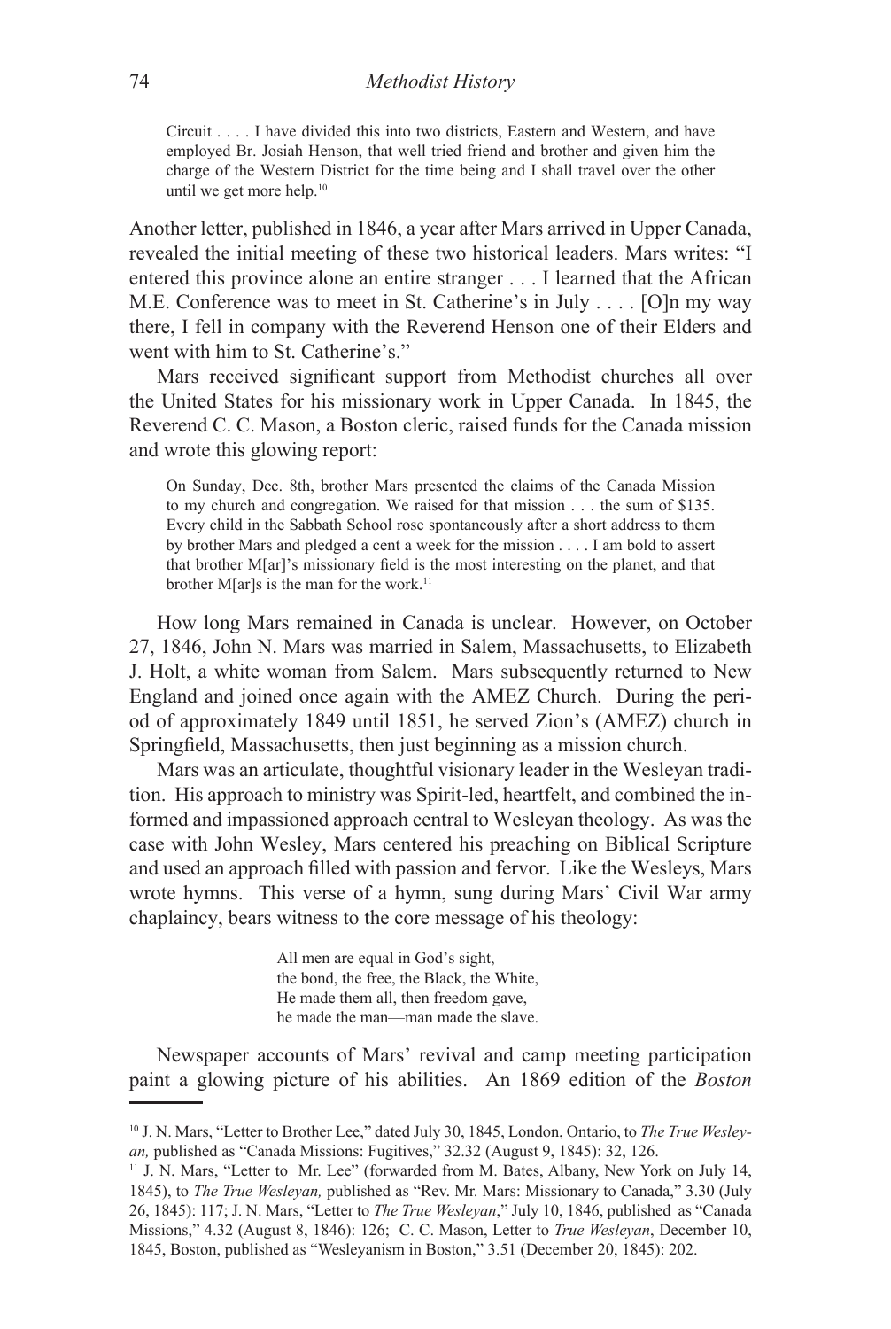> Circuit . . . . I have divided this into two districts, Eastern and Western, and have employed Br. Josiah Henson, that well tried friend and brother and given him the charge of the Western District for the time being and I shall travel over the other until we get more help.[10]

Another letter, published in 1846, a year after Mars arrived in Upper Canada, revealed the initial meeting of these two historical leaders. Mars writes: "I entered this province alone an entire stranger . . . I learned that the African M.E. Conference was to meet in St. Catherine's in July . . . . [O]n my way there, I fell in company with the Reverend Henson one of their Elders and went with him to St. Catherine's."

Mars received significant support from Methodist churches all over the United States for his missionary work in Upper Canada. In 1845, the Reverend C. C. Mason, a Boston cleric, raised funds for the Canada mission and wrote this glowing report:

> On Sunday, Dec. 8th, brother Mars presented the claims of the Canada Mission to my church and congregation. We raised for that mission . . . the sum of $135. Every child in the Sabbath School rose spontaneously after a short address to them by brother Mars and pledged a cent a week for the mission . . . . I am bold to assert that brother M[ar]'s missionary field is the most interesting on the planet, and that brother M[ar]s is the man for the work.[11]

How long Mars remained in Canada is unclear. However, on October 27, 1846, John N. Mars was married in Salem, Massachusetts, to Elizabeth J. Holt, a white woman from Salem. Mars subsequently returned to New England and joined once again with the AMEZ Church. During the period of approximately 1849 until 1851, he served Zion's (AMEZ) church in Springfield, Massachusetts, then just beginning as a mission church.

Mars was an articulate, thoughtful visionary leader in the Wesleyan tradition. His approach to ministry was Spirit-led, heartfelt, and combined the informed and impassioned approach central to Wesleyan theology. As was the case with John Wesley, Mars centered his preaching on Biblical Scripture and used an approach filled with passion and fervor. Like the Wesleys, Mars wrote hymns. This verse of a hymn, sung during Mars' Civil War army chaplaincy, bears witness to the core message of his theology:

> All men are equal in God's sight,
> the bond, the free, the Black, the White,
> He made them all, then freedom gave,
> he made the man—man made the slave.

Newspaper accounts of Mars' revival and camp meeting participation paint a glowing picture of his abilities. An 1869 edition of the *Boston*

---

[10] J. N. Mars, "Letter to Brother Lee," dated July 30, 1845, London, Ontario, to *The True Wesleyan,* published as "Canada Missions: Fugitives," 32.32 (August 9, 1845): 32, 126.

[11] J. N. Mars, "Letter to Mr. Lee" (forwarded from M. Bates, Albany, New York on July 14, 1845), to *The True Wesleyan,* published as "Rev. Mr. Mars: Missionary to Canada," 3.30 (July 26, 1845): 117; J. N. Mars, "Letter to *The True Wesleyan*," July 10, 1846, published as "Canada Missions," 4.32 (August 8, 1846): 126; C. C. Mason, Letter to *True Wesleyan*, December 10, 1845, Boston, published as "Wesleyanism in Boston," 3.51 (December 20, 1845): 202.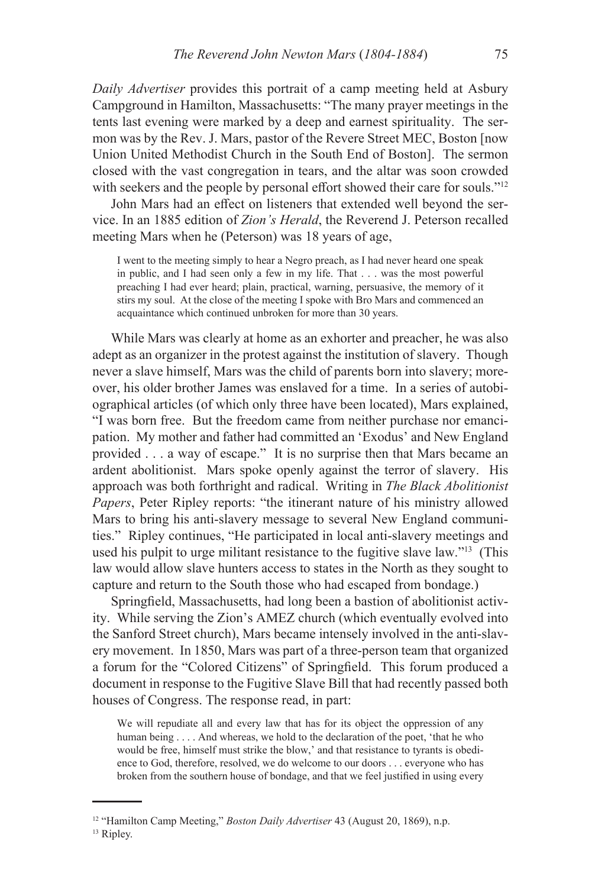*Daily Advertiser* provides this portrait of a camp meeting held at Asbury Campground in Hamilton, Massachusetts: "The many prayer meetings in the tents last evening were marked by a deep and earnest spirituality. The sermon was by the Rev. J. Mars, pastor of the Revere Street MEC, Boston [now Union United Methodist Church in the South End of Boston]. The sermon closed with the vast congregation in tears, and the altar was soon crowded with seekers and the people by personal effort showed their care for souls."[12]

John Mars had an effect on listeners that extended well beyond the service. In an 1885 edition of *Zion's Herald*, the Reverend J. Peterson recalled meeting Mars when he (Peterson) was 18 years of age,

> I went to the meeting simply to hear a Negro preach, as I had never heard one speak in public, and I had seen only a few in my life. That . . . was the most powerful preaching I had ever heard; plain, practical, warning, persuasive, the memory of it stirs my soul. At the close of the meeting I spoke with Bro Mars and commenced an acquaintance which continued unbroken for more than 30 years.

While Mars was clearly at home as an exhorter and preacher, he was also adept as an organizer in the protest against the institution of slavery. Though never a slave himself, Mars was the child of parents born into slavery; moreover, his older brother James was enslaved for a time. In a series of autobiographical articles (of which only three have been located), Mars explained, "I was born free. But the freedom came from neither purchase nor emancipation. My mother and father had committed an 'Exodus' and New England provided . . . a way of escape." It is no surprise then that Mars became an ardent abolitionist. Mars spoke openly against the terror of slavery. His approach was both forthright and radical. Writing in *The Black Abolitionist Papers*, Peter Ripley reports: "the itinerant nature of his ministry allowed Mars to bring his anti-slavery message to several New England communities." Ripley continues, "He participated in local anti-slavery meetings and used his pulpit to urge militant resistance to the fugitive slave law."[13] (This law would allow slave hunters access to states in the North as they sought to capture and return to the South those who had escaped from bondage.)

Springfield, Massachusetts, had long been a bastion of abolitionist activity. While serving the Zion's AMEZ church (which eventually evolved into the Sanford Street church), Mars became intensely involved in the anti-slavery movement. In 1850, Mars was part of a three-person team that organized a forum for the "Colored Citizens" of Springfield. This forum produced a document in response to the Fugitive Slave Bill that had recently passed both houses of Congress. The response read, in part:

> We will repudiate all and every law that has for its object the oppression of any human being . . . . And whereas, we hold to the declaration of the poet, 'that he who would be free, himself must strike the blow,' and that resistance to tyrants is obedience to God, therefore, resolved, we do welcome to our doors . . . everyone who has broken from the southern house of bondage, and that we feel justified in using every

---

[12] "Hamilton Camp Meeting," *Boston Daily Advertiser* 43 (August 20, 1869), n.p.

[13] Ripley.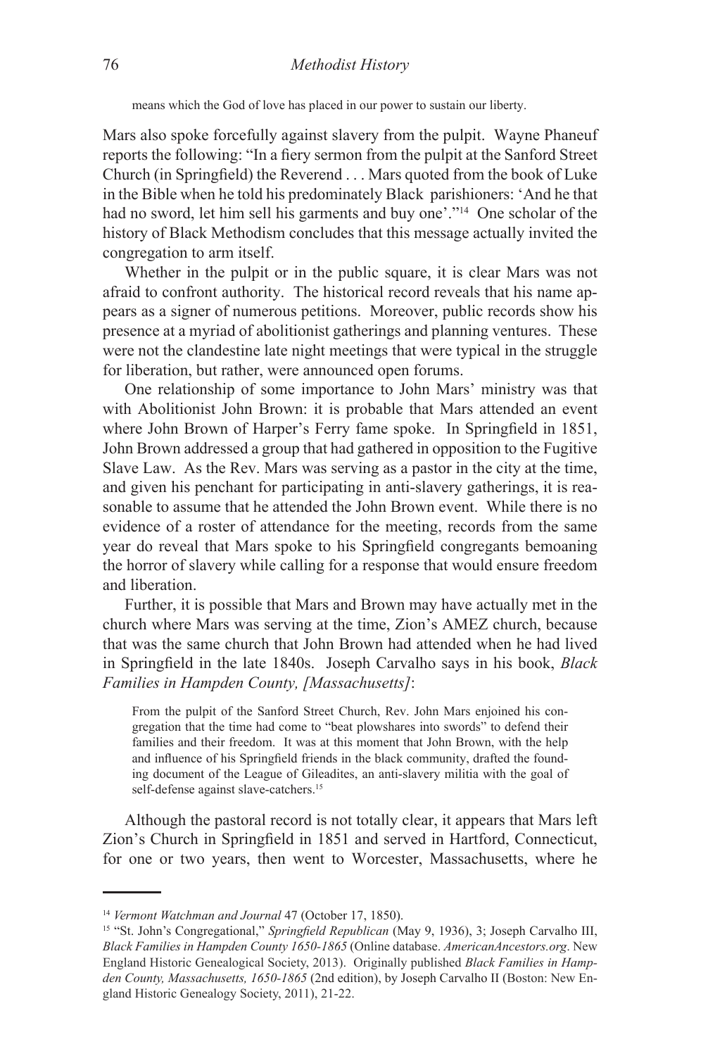> means which the God of love has placed in our power to sustain our liberty.

Mars also spoke forcefully against slavery from the pulpit. Wayne Phaneuf reports the following: "In a fiery sermon from the pulpit at the Sanford Street Church (in Springfield) the Reverend . . . Mars quoted from the book of Luke in the Bible when he told his predominately Black parishioners: 'And he that had no sword, let him sell his garments and buy one'."[14] One scholar of the history of Black Methodism concludes that this message actually invited the congregation to arm itself.

Whether in the pulpit or in the public square, it is clear Mars was not afraid to confront authority. The historical record reveals that his name appears as a signer of numerous petitions. Moreover, public records show his presence at a myriad of abolitionist gatherings and planning ventures. These were not the clandestine late night meetings that were typical in the struggle for liberation, but rather, were announced open forums.

One relationship of some importance to John Mars' ministry was that with Abolitionist John Brown: it is probable that Mars attended an event where John Brown of Harper's Ferry fame spoke. In Springfield in 1851, John Brown addressed a group that had gathered in opposition to the Fugitive Slave Law. As the Rev. Mars was serving as a pastor in the city at the time, and given his penchant for participating in anti-slavery gatherings, it is reasonable to assume that he attended the John Brown event. While there is no evidence of a roster of attendance for the meeting, records from the same year do reveal that Mars spoke to his Springfield congregants bemoaning the horror of slavery while calling for a response that would ensure freedom and liberation.

Further, it is possible that Mars and Brown may have actually met in the church where Mars was serving at the time, Zion's AMEZ church, because that was the same church that John Brown had attended when he had lived in Springfield in the late 1840s. Joseph Carvalho says in his book, *Black Families in Hampden County, [Massachusetts]*:

> From the pulpit of the Sanford Street Church, Rev. John Mars enjoined his congregation that the time had come to "beat plowshares into swords" to defend their families and their freedom. It was at this moment that John Brown, with the help and influence of his Springfield friends in the black community, drafted the founding document of the League of Gileadites, an anti-slavery militia with the goal of self-defense against slave-catchers.[15]

Although the pastoral record is not totally clear, it appears that Mars left Zion's Church in Springfield in 1851 and served in Hartford, Connecticut, for one or two years, then went to Worcester, Massachusetts, where he

---

[14] *Vermont Watchman and Journal* 47 (October 17, 1850).

[15] "St. John's Congregational," *Springfield Republican* (May 9, 1936), 3; Joseph Carvalho III, *Black Families in Hampden County 1650-1865* (Online database. *AmericanAncestors.org*. New England Historic Genealogical Society, 2013). Originally published *Black Families in Hampden County, Massachusetts, 1650-1865* (2nd edition), by Joseph Carvalho II (Boston: New England Historic Genealogy Society, 2011), 21-22.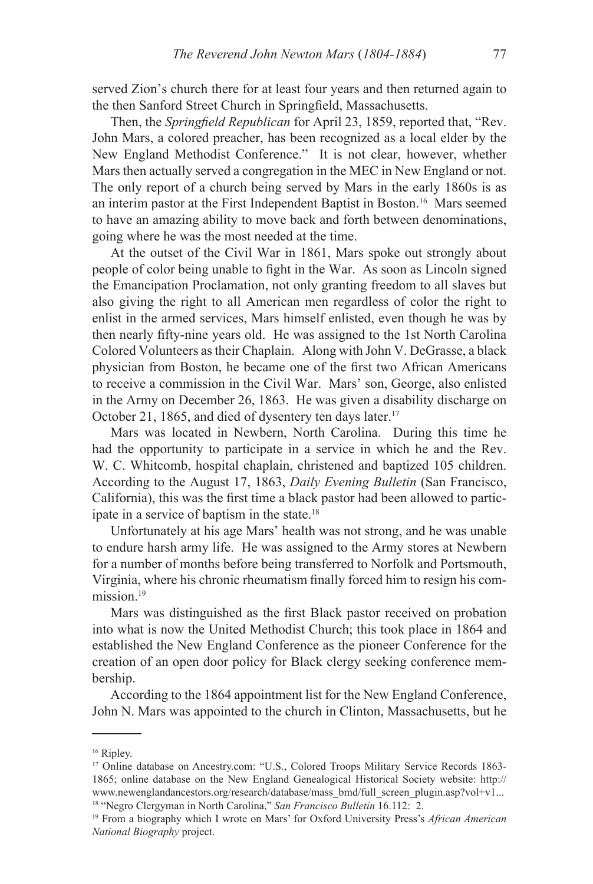served Zion's church there for at least four years and then returned again to the then Sanford Street Church in Springfield, Massachusetts.

Then, the *Springfield Republican* for April 23, 1859, reported that, "Rev. John Mars, a colored preacher, has been recognized as a local elder by the New England Methodist Conference." It is not clear, however, whether Mars then actually served a congregation in the MEC in New England or not. The only report of a church being served by Mars in the early 1860s is as an interim pastor at the First Independent Baptist in Boston.[16] Mars seemed to have an amazing ability to move back and forth between denominations, going where he was the most needed at the time.

At the outset of the Civil War in 1861, Mars spoke out strongly about people of color being unable to fight in the War. As soon as Lincoln signed the Emancipation Proclamation, not only granting freedom to all slaves but also giving the right to all American men regardless of color the right to enlist in the armed services, Mars himself enlisted, even though he was by then nearly fifty-nine years old. He was assigned to the 1st North Carolina Colored Volunteers as their Chaplain. Along with John V. DeGrasse, a black physician from Boston, he became one of the first two African Americans to receive a commission in the Civil War. Mars' son, George, also enlisted in the Army on December 26, 1863. He was given a disability discharge on October 21, 1865, and died of dysentery ten days later.[17]

Mars was located in Newbern, North Carolina. During this time he had the opportunity to participate in a service in which he and the Rev. W. C. Whitcomb, hospital chaplain, christened and baptized 105 children. According to the August 17, 1863, *Daily Evening Bulletin* (San Francisco, California), this was the first time a black pastor had been allowed to participate in a service of baptism in the state.[18]

Unfortunately at his age Mars' health was not strong, and he was unable to endure harsh army life. He was assigned to the Army stores at Newbern for a number of months before being transferred to Norfolk and Portsmouth, Virginia, where his chronic rheumatism finally forced him to resign his commission.[19]

Mars was distinguished as the first Black pastor received on probation into what is now the United Methodist Church; this took place in 1864 and established the New England Conference as the pioneer Conference for the creation of an open door policy for Black clergy seeking conference membership.

According to the 1864 appointment list for the New England Conference, John N. Mars was appointed to the church in Clinton, Massachusetts, but he

---

[16] Ripley.

[17] Online database on Ancestry.com: "U.S., Colored Troops Military Service Records 1863-1865; online database on the New England Genealogical Historical Society website: http://www.newenglandancestors.org/research/database/mass_bmd/full_screen_plugin.asp?vol+v1...

[18] "Negro Clergyman in North Carolina," *San Francisco Bulletin* 16.112: 2.

[19] From a biography which I wrote on Mars' for Oxford University Press's *African American National Biography* project.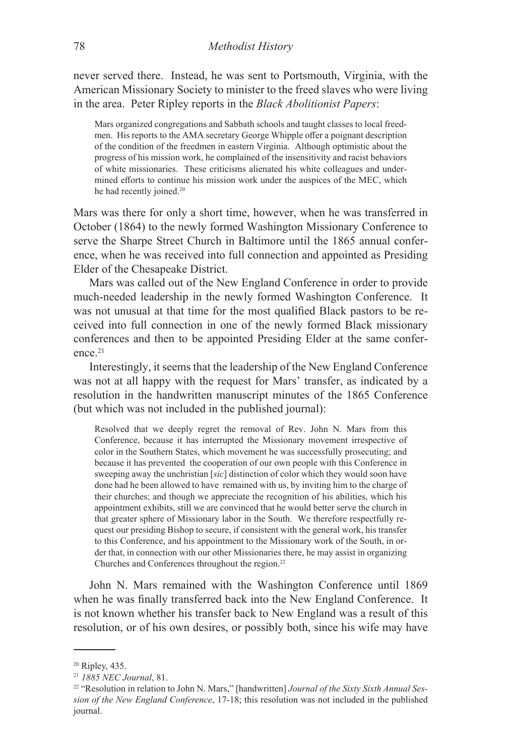never served there. Instead, he was sent to Portsmouth, Virginia, with the American Missionary Society to minister to the freed slaves who were living in the area. Peter Ripley reports in the *Black Abolitionist Papers*:

> Mars organized congregations and Sabbath schools and taught classes to local freedmen. His reports to the AMA secretary George Whipple offer a poignant description of the condition of the freedmen in eastern Virginia. Although optimistic about the progress of his mission work, he complained of the insensitivity and racist behaviors of white missionaries. These criticisms alienated his white colleagues and undermined efforts to continue his mission work under the auspices of the MEC, which he had recently joined.[20]

Mars was there for only a short time, however, when he was transferred in October (1864) to the newly formed Washington Missionary Conference to serve the Sharpe Street Church in Baltimore until the 1865 annual conference, when he was received into full connection and appointed as Presiding Elder of the Chesapeake District.

Mars was called out of the New England Conference in order to provide much-needed leadership in the newly formed Washington Conference. It was not unusual at that time for the most qualified Black pastors to be received into full connection in one of the newly formed Black missionary conferences and then to be appointed Presiding Elder at the same conference.[21]

Interestingly, it seems that the leadership of the New England Conference was not at all happy with the request for Mars' transfer, as indicated by a resolution in the handwritten manuscript minutes of the 1865 Conference (but which was not included in the published journal):

> Resolved that we deeply regret the removal of Rev. John N. Mars from this Conference, because it has interrupted the Missionary movement irrespective of color in the Southern States, which movement he was successfully prosecuting; and because it has prevented the cooperation of our own people with this Conference in sweeping away the unchristian [*sic*] distinction of color which they would soon have done had he been allowed to have remained with us, by inviting him to the charge of their churches; and though we appreciate the recognition of his abilities, which his appointment exhibits, still we are convinced that he would better serve the church in that greater sphere of Missionary labor in the South. We therefore respectfully request our presiding Bishop to secure, if consistent with the general work, his transfer to this Conference, and his appointment to the Missionary work of the South, in order that, in connection with our other Missionaries there, he may assist in organizing Churches and Conferences throughout the region.[22]

John N. Mars remained with the Washington Conference until 1869 when he was finally transferred back into the New England Conference. It is not known whether his transfer back to New England was a result of this resolution, or of his own desires, or possibly both, since his wife may have

---

[20] Ripley, 435.

[21] *1885 NEC Journal*, 81.

[22] "Resolution in relation to John N. Mars," [handwritten] *Journal of the Sixty Sixth Annual Session of the New England Conference*, 17-18; this resolution was not included in the published journal.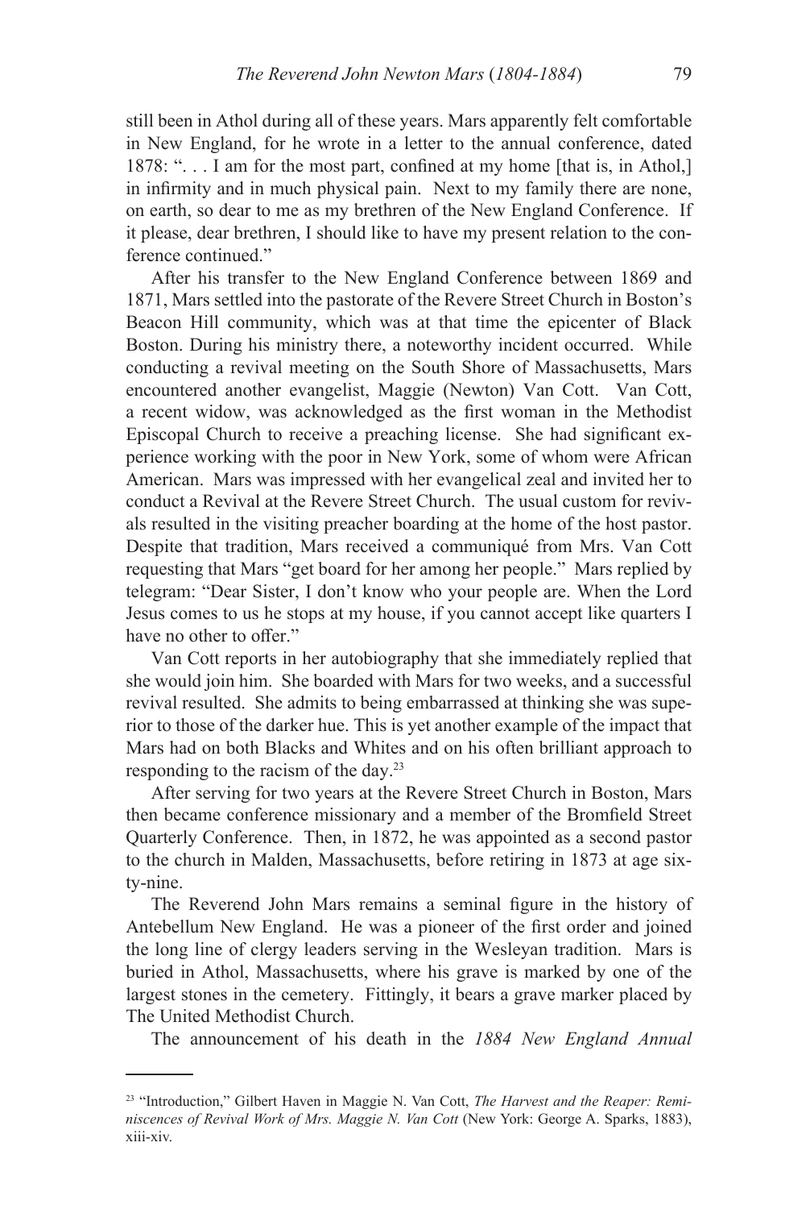still been in Athol during all of these years. Mars apparently felt comfortable in New England, for he wrote in a letter to the annual conference, dated 1878: ". . . I am for the most part, confined at my home [that is, in Athol,] in infirmity and in much physical pain. Next to my family there are none, on earth, so dear to me as my brethren of the New England Conference. If it please, dear brethren, I should like to have my present relation to the conference continued."

After his transfer to the New England Conference between 1869 and 1871, Mars settled into the pastorate of the Revere Street Church in Boston's Beacon Hill community, which was at that time the epicenter of Black Boston. During his ministry there, a noteworthy incident occurred. While conducting a revival meeting on the South Shore of Massachusetts, Mars encountered another evangelist, Maggie (Newton) Van Cott. Van Cott, a recent widow, was acknowledged as the first woman in the Methodist Episcopal Church to receive a preaching license. She had significant experience working with the poor in New York, some of whom were African American. Mars was impressed with her evangelical zeal and invited her to conduct a Revival at the Revere Street Church. The usual custom for revivals resulted in the visiting preacher boarding at the home of the host pastor. Despite that tradition, Mars received a communiqué from Mrs. Van Cott requesting that Mars "get board for her among her people." Mars replied by telegram: "Dear Sister, I don't know who your people are. When the Lord Jesus comes to us he stops at my house, if you cannot accept like quarters I have no other to offer."

Van Cott reports in her autobiography that she immediately replied that she would join him. She boarded with Mars for two weeks, and a successful revival resulted. She admits to being embarrassed at thinking she was superior to those of the darker hue. This is yet another example of the impact that Mars had on both Blacks and Whites and on his often brilliant approach to responding to the racism of the day.[23]

After serving for two years at the Revere Street Church in Boston, Mars then became conference missionary and a member of the Bromfield Street Quarterly Conference. Then, in 1872, he was appointed as a second pastor to the church in Malden, Massachusetts, before retiring in 1873 at age sixty-nine.

The Reverend John Mars remains a seminal figure in the history of Antebellum New England. He was a pioneer of the first order and joined the long line of clergy leaders serving in the Wesleyan tradition. Mars is buried in Athol, Massachusetts, where his grave is marked by one of the largest stones in the cemetery. Fittingly, it bears a grave marker placed by The United Methodist Church.

The announcement of his death in the *1884 New England Annual*

---

[23] "Introduction," Gilbert Haven in Maggie N. Van Cott, *The Harvest and the Reaper: Reminiscences of Revival Work of Mrs. Maggie N. Van Cott* (New York: George A. Sparks, 1883), xiii-xiv.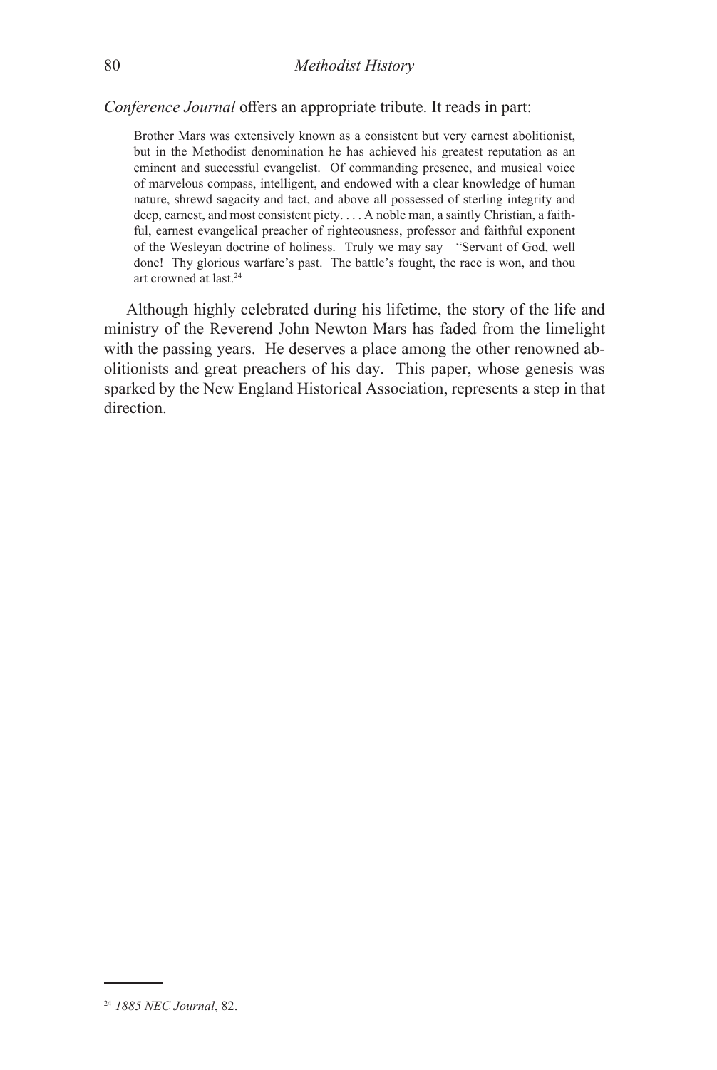*Conference Journal* offers an appropriate tribute. It reads in part:

> Brother Mars was extensively known as a consistent but very earnest abolitionist, but in the Methodist denomination he has achieved his greatest reputation as an eminent and successful evangelist. Of commanding presence, and musical voice of marvelous compass, intelligent, and endowed with a clear knowledge of human nature, shrewd sagacity and tact, and above all possessed of sterling integrity and deep, earnest, and most consistent piety. . . . A noble man, a saintly Christian, a faithful, earnest evangelical preacher of righteousness, professor and faithful exponent of the Wesleyan doctrine of holiness. Truly we may say—"Servant of God, well done! Thy glorious warfare's past. The battle's fought, the race is won, and thou art crowned at last.[24]

Although highly celebrated during his lifetime, the story of the life and ministry of the Reverend John Newton Mars has faded from the limelight with the passing years. He deserves a place among the other renowned abolitionists and great preachers of his day. This paper, whose genesis was sparked by the New England Historical Association, represents a step in that direction.

---

[24] *1885 NEC Journal*, 82.